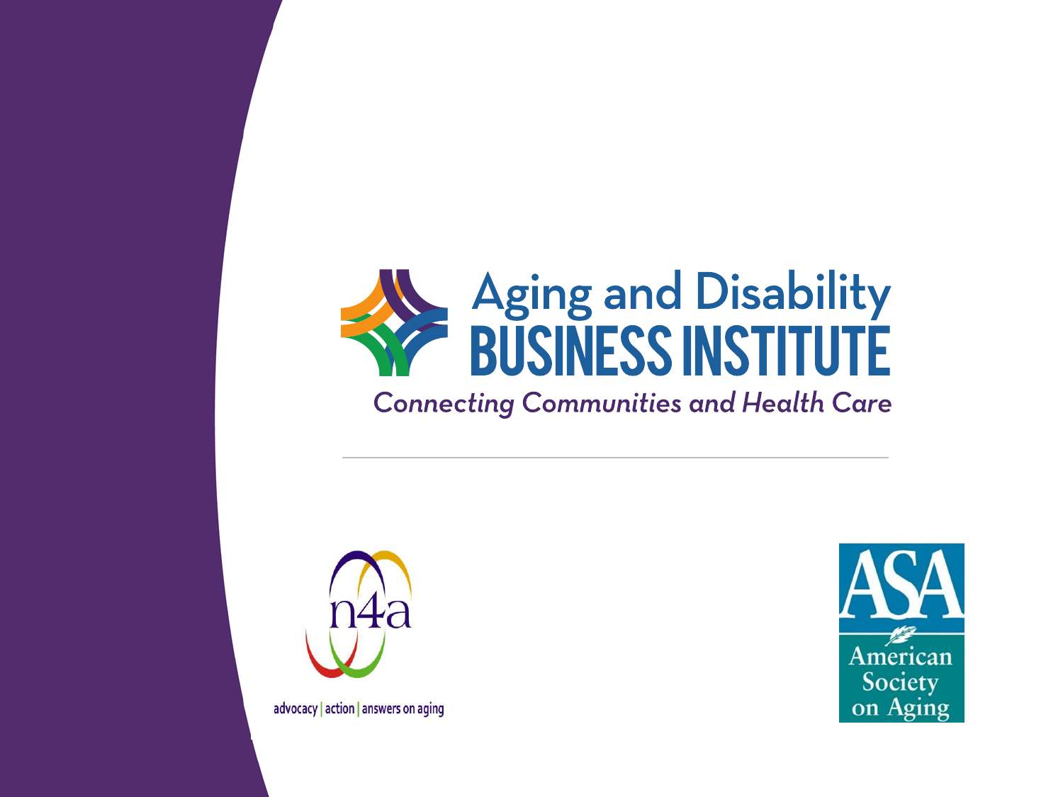# Aging and Disability BUSINESS INSTITUTE

*Connecting Communities and Health Care*

---

n4a

advocacy | action | answers on aging

ASA

American Society on Aging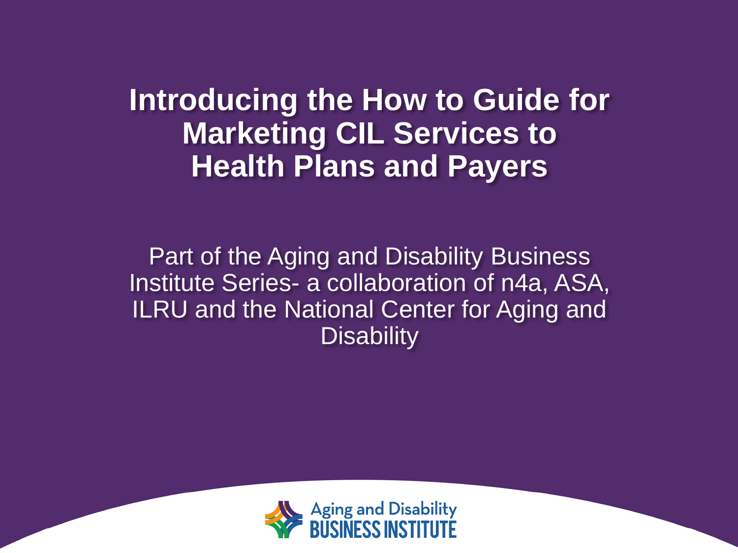# Introducing the How to Guide for Marketing CIL Services to Health Plans and Payers

Part of the Aging and Disability Business Institute Series- a collaboration of n4a, ASA, ILRU and the National Center for Aging and Disability

Aging and Disability BUSINESS INSTITUTE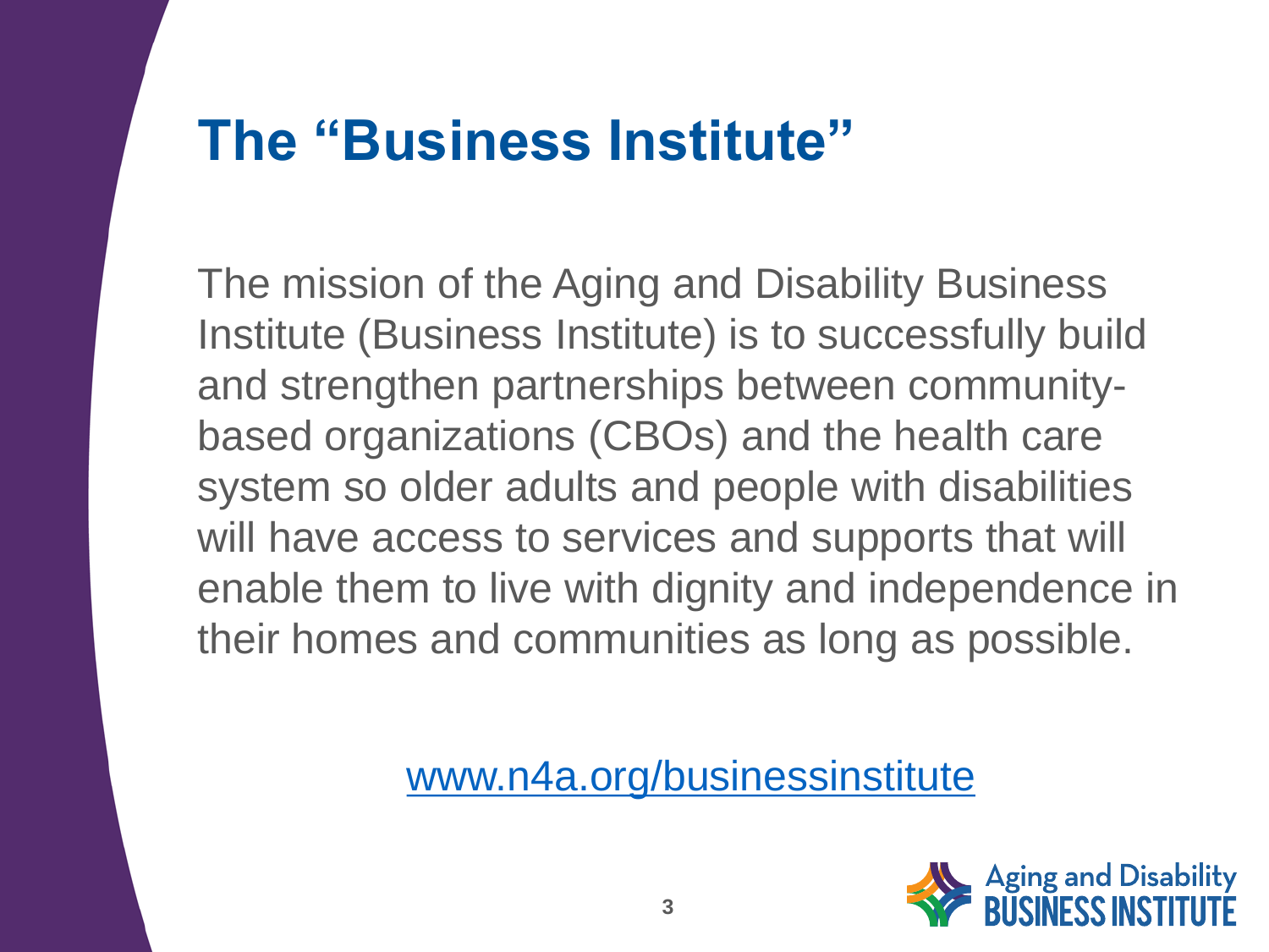# The "Business Institute"

The mission of the Aging and Disability Business Institute (Business Institute) is to successfully build and strengthen partnerships between community-based organizations (CBOs) and the health care system so older adults and people with disabilities will have access to services and supports that will enable them to live with dignity and independence in their homes and communities as long as possible.

[www.n4a.org/businessinstitute](http://www.n4a.org/businessinstitute)

Aging and Disability BUSINESS INSTITUTE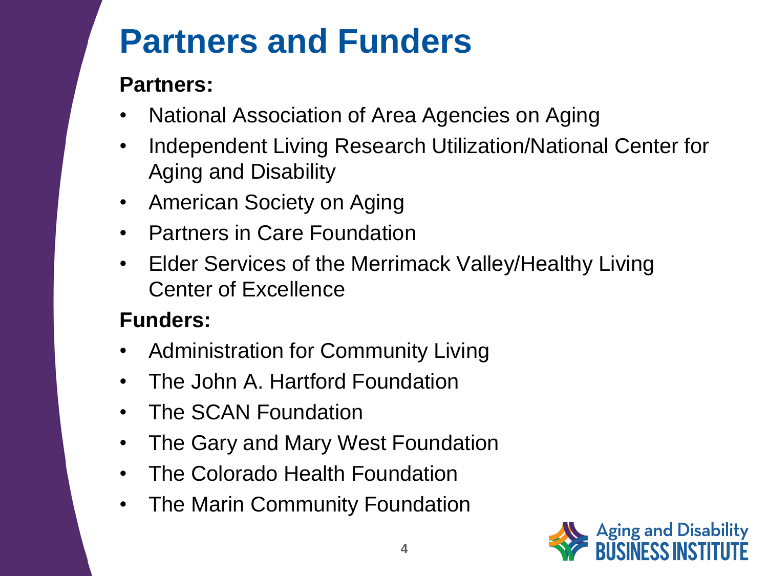# Partners and Funders

**Partners:**

- National Association of Area Agencies on Aging
- Independent Living Research Utilization/National Center for Aging and Disability
- American Society on Aging
- Partners in Care Foundation
- Elder Services of the Merrimack Valley/Healthy Living Center of Excellence

**Funders:**

- Administration for Community Living
- The John A. Hartford Foundation
- The SCAN Foundation
- The Gary and Mary West Foundation
- The Colorado Health Foundation
- The Marin Community Foundation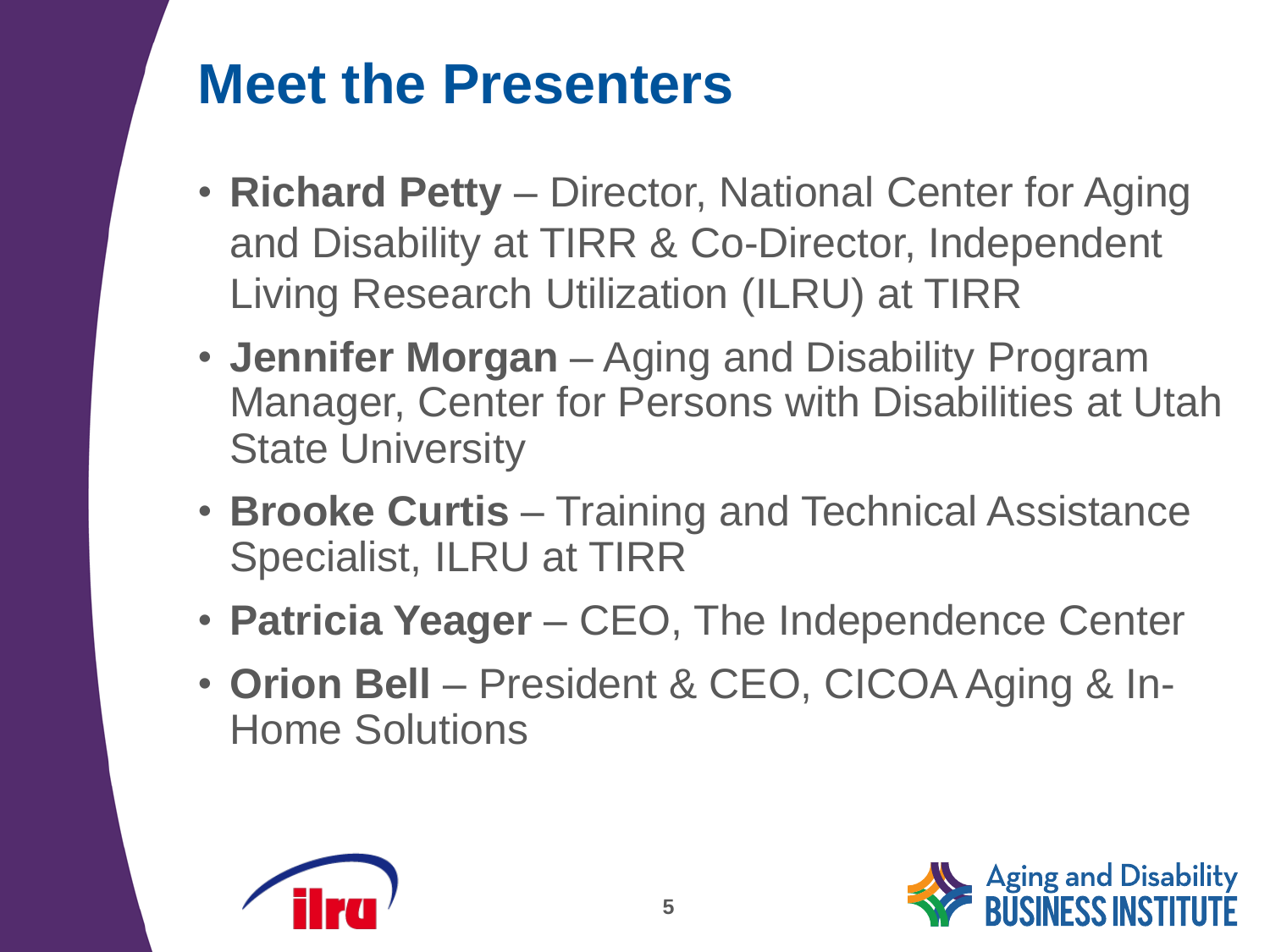# Meet the Presenters

- **Richard Petty** – Director, National Center for Aging and Disability at TIRR & Co-Director, Independent Living Research Utilization (ILRU) at TIRR
- **Jennifer Morgan** – Aging and Disability Program Manager, Center for Persons with Disabilities at Utah State University
- **Brooke Curtis** – Training and Technical Assistance Specialist, ILRU at TIRR
- **Patricia Yeager** – CEO, The Independence Center
- **Orion Bell** – President & CEO, CICOA Aging & In-Home Solutions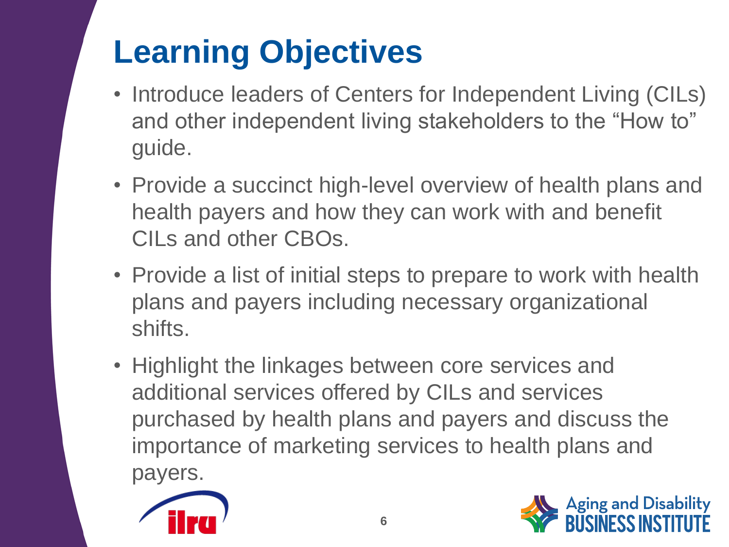# Learning Objectives

- Introduce leaders of Centers for Independent Living (CILs) and other independent living stakeholders to the "How to" guide.
- Provide a succinct high-level overview of health plans and health payers and how they can work with and benefit CILs and other CBOs.
- Provide a list of initial steps to prepare to work with health plans and payers including necessary organizational shifts.
- Highlight the linkages between core services and additional services offered by CILs and services purchased by health plans and payers and discuss the importance of marketing services to health plans and payers.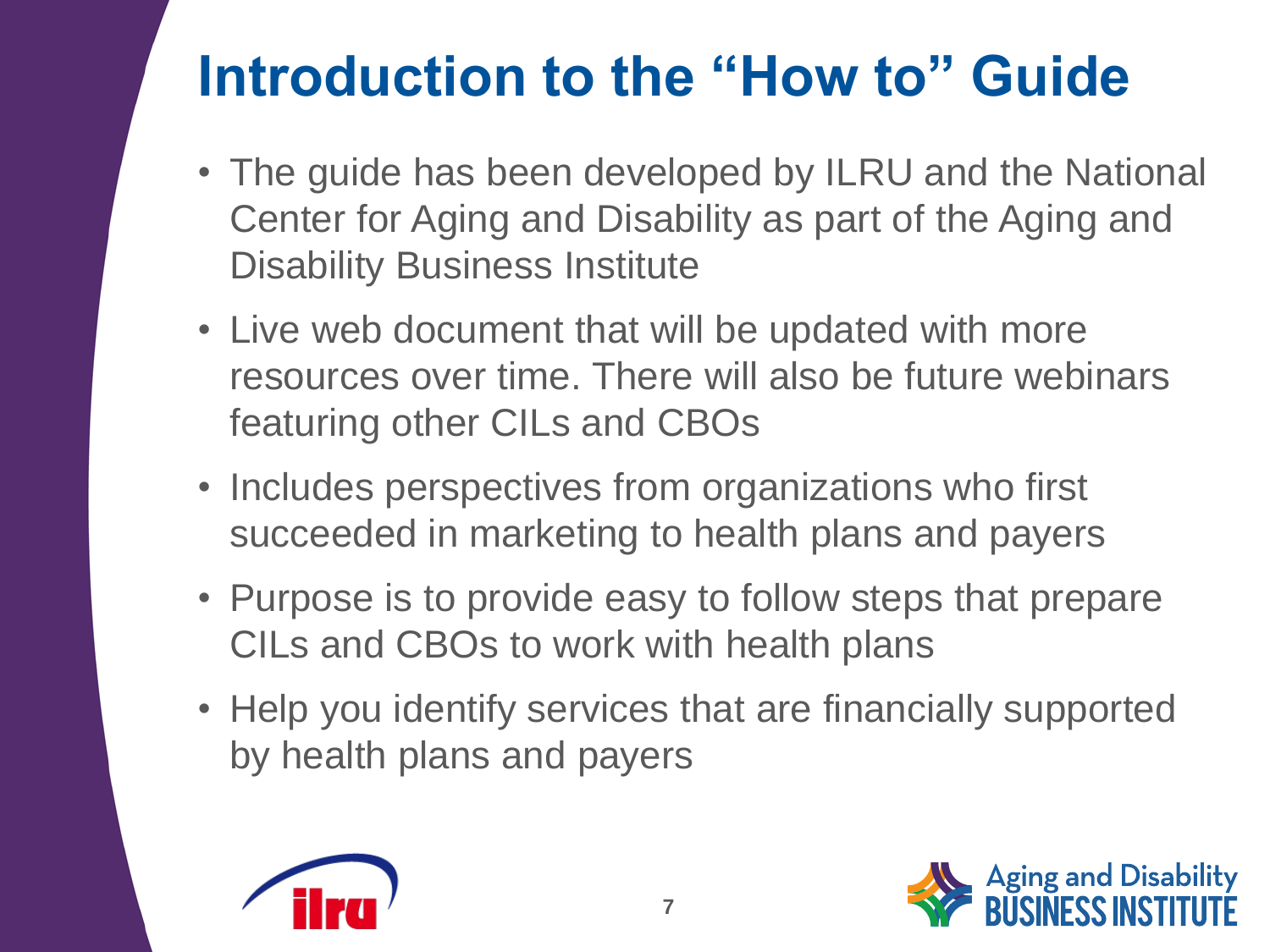# Introduction to the "How to" Guide

- The guide has been developed by ILRU and the National Center for Aging and Disability as part of the Aging and Disability Business Institute
- Live web document that will be updated with more resources over time. There will also be future webinars featuring other CILs and CBOs
- Includes perspectives from organizations who first succeeded in marketing to health plans and payers
- Purpose is to provide easy to follow steps that prepare CILs and CBOs to work with health plans
- Help you identify services that are financially supported by health plans and payers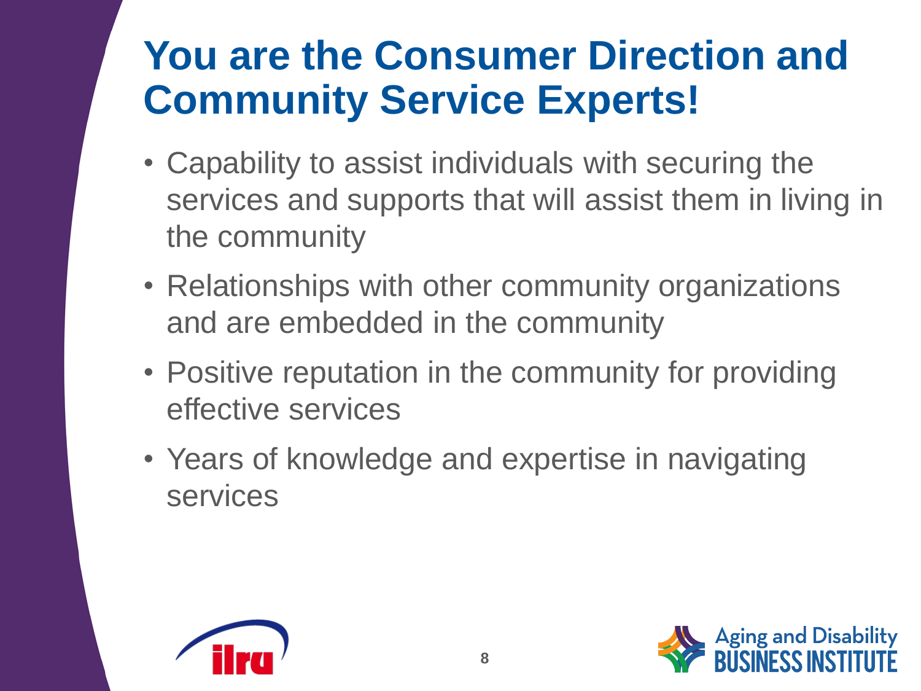# You are the Consumer Direction and Community Service Experts!

- Capability to assist individuals with securing the services and supports that will assist them in living in the community
- Relationships with other community organizations and are embedded in the community
- Positive reputation in the community for providing effective services
- Years of knowledge and expertise in navigating services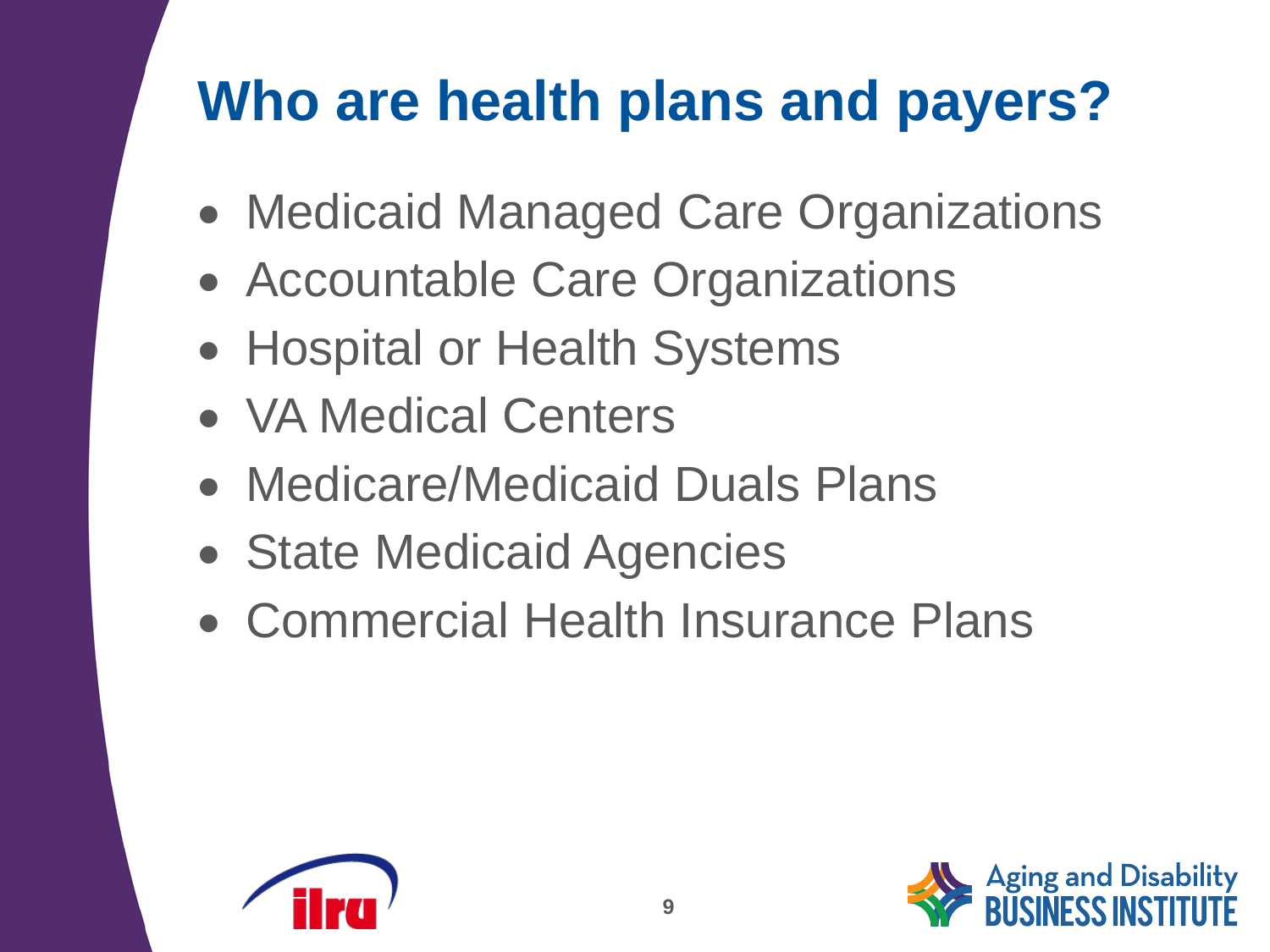# Who are health plans and payers?

- Medicaid Managed Care Organizations
- Accountable Care Organizations
- Hospital or Health Systems
- VA Medical Centers
- Medicare/Medicaid Duals Plans
- State Medicaid Agencies
- Commercial Health Insurance Plans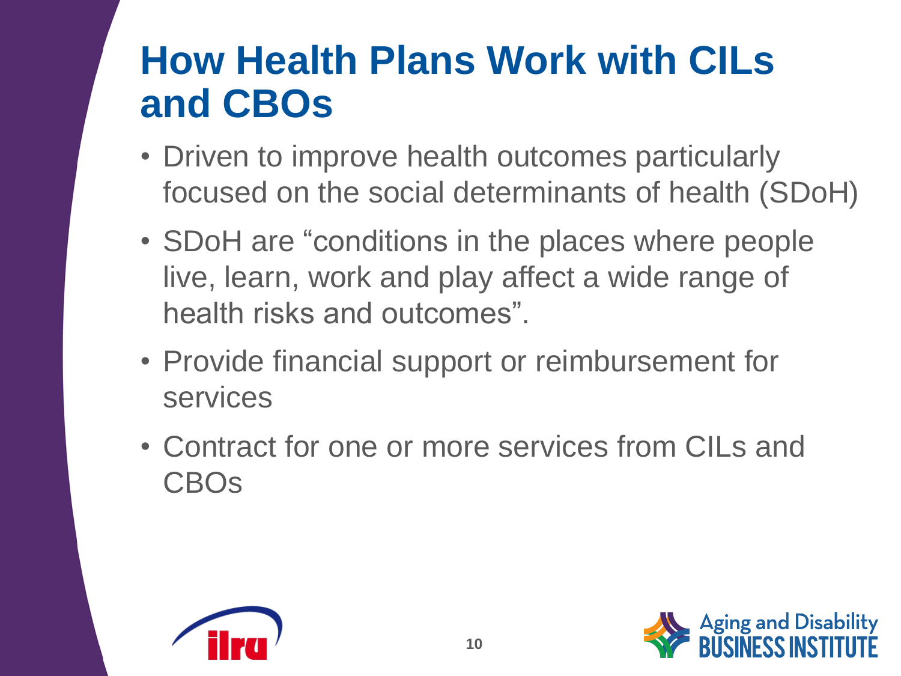# How Health Plans Work with CILs and CBOs

- Driven to improve health outcomes particularly focused on the social determinants of health (SDoH)
- SDoH are “conditions in the places where people live, learn, work and play affect a wide range of health risks and outcomes”.
- Provide financial support or reimbursement for services
- Contract for one or more services from CILs and CBOs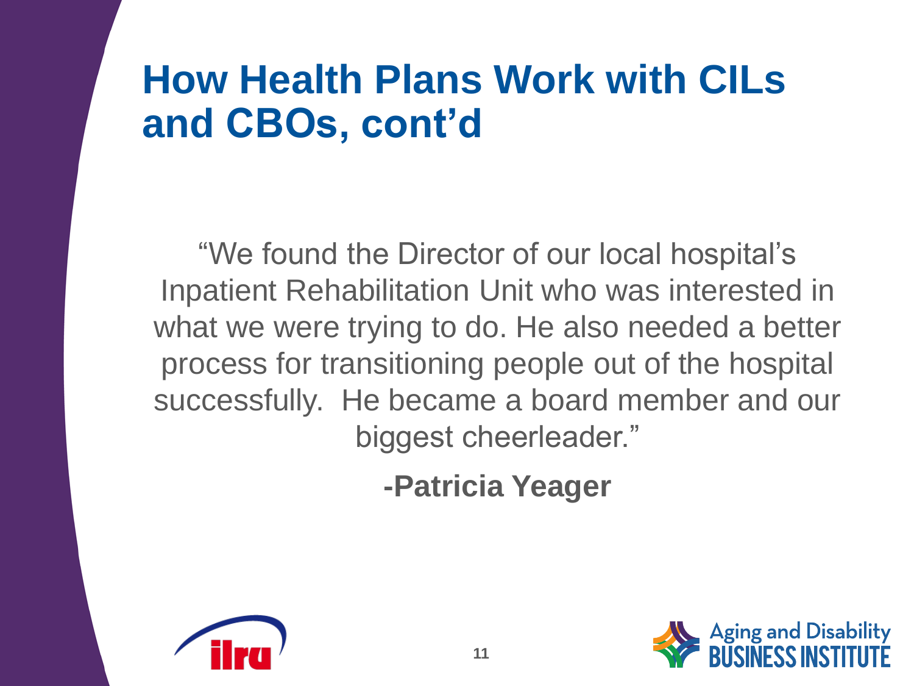# How Health Plans Work with CILs and CBOs, cont'd

"We found the Director of our local hospital's Inpatient Rehabilitation Unit who was interested in what we were trying to do. He also needed a better process for transitioning people out of the hospital successfully. He became a board member and our biggest cheerleader."

**-Patricia Yeager**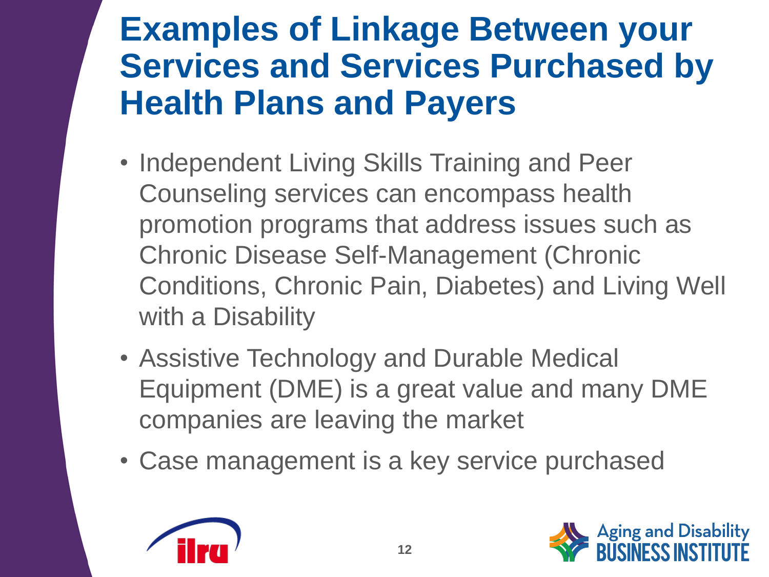# Examples of Linkage Between your Services and Services Purchased by Health Plans and Payers

- Independent Living Skills Training and Peer Counseling services can encompass health promotion programs that address issues such as Chronic Disease Self-Management (Chronic Conditions, Chronic Pain, Diabetes) and Living Well with a Disability
- Assistive Technology and Durable Medical Equipment (DME) is a great value and many DME companies are leaving the market
- Case management is a key service purchased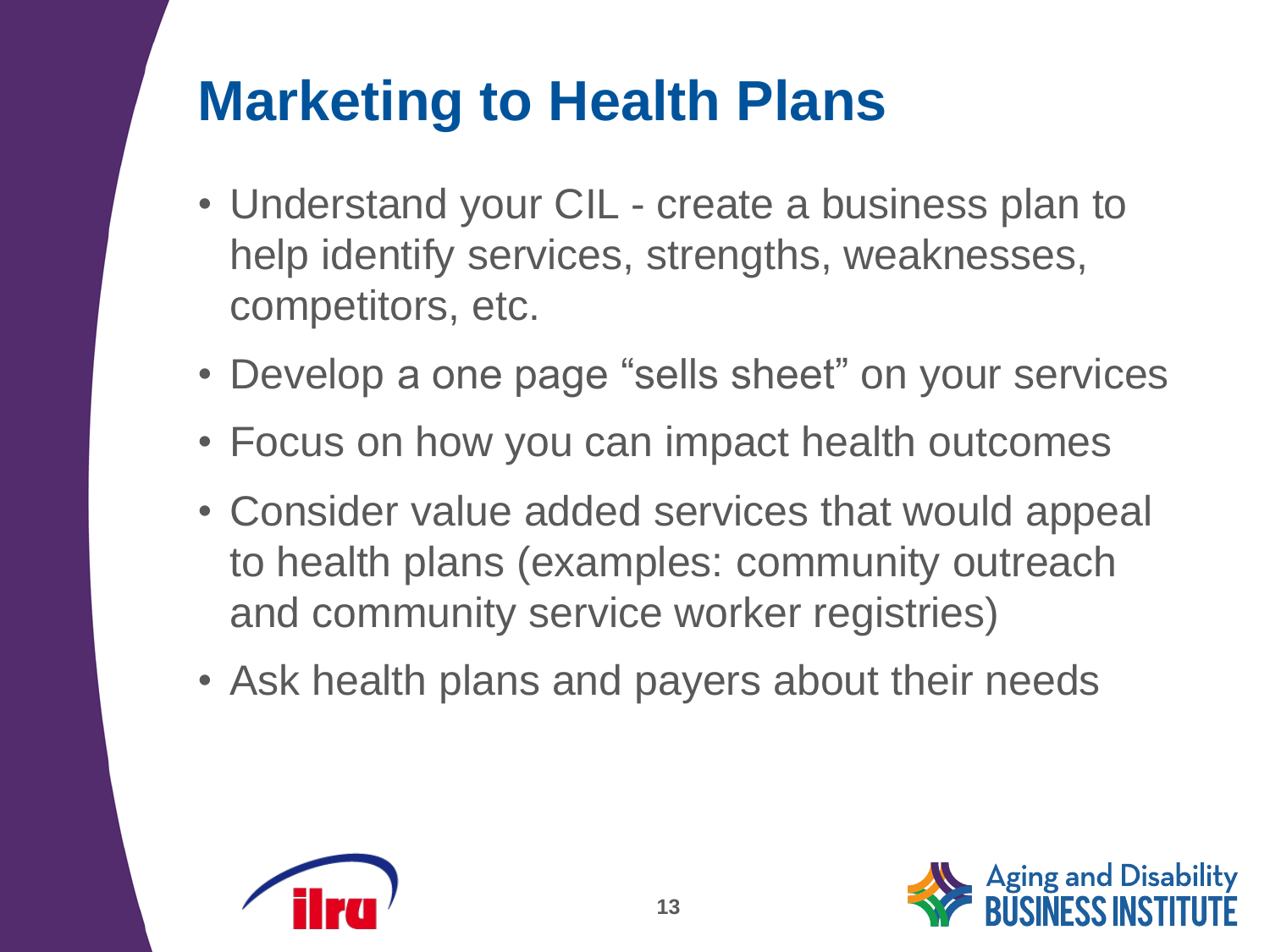# Marketing to Health Plans

- Understand your CIL - create a business plan to help identify services, strengths, weaknesses, competitors, etc.
- Develop a one page “sells sheet” on your services
- Focus on how you can impact health outcomes
- Consider value added services that would appeal to health plans (examples: community outreach and community service worker registries)
- Ask health plans and payers about their needs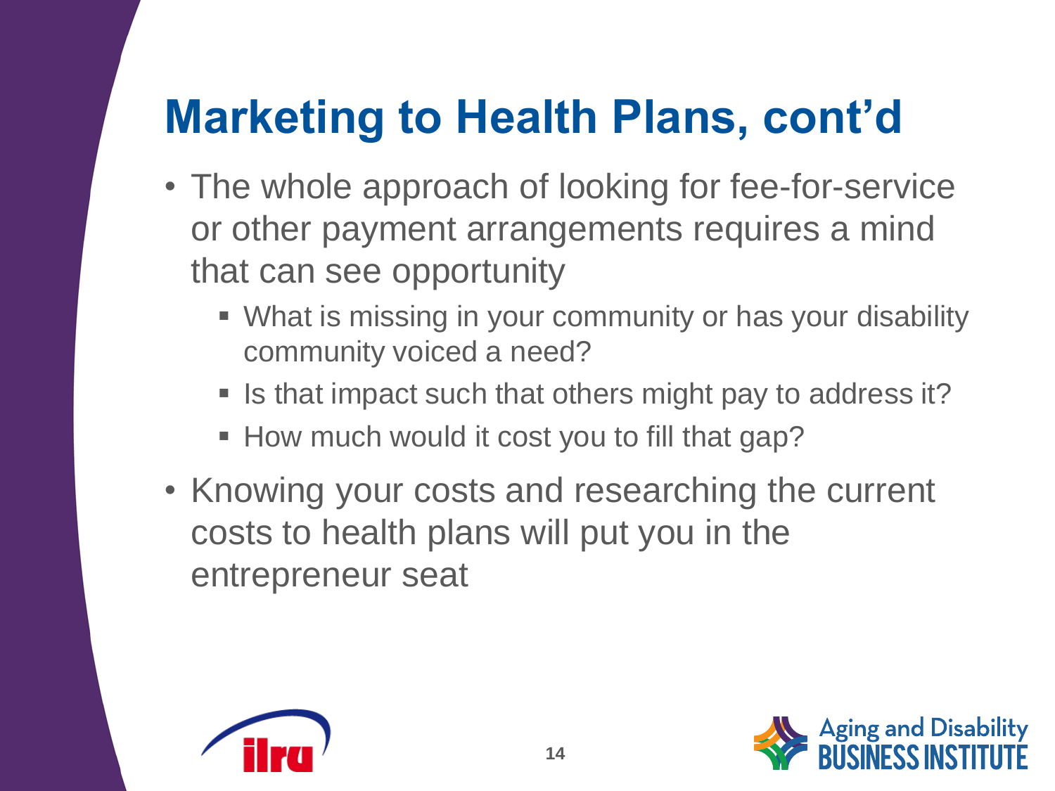# Marketing to Health Plans, cont'd

- The whole approach of looking for fee-for-service or other payment arrangements requires a mind that can see opportunity
  - What is missing in your community or has your disability community voiced a need?
  - Is that impact such that others might pay to address it?
  - How much would it cost you to fill that gap?
- Knowing your costs and researching the current costs to health plans will put you in the entrepreneur seat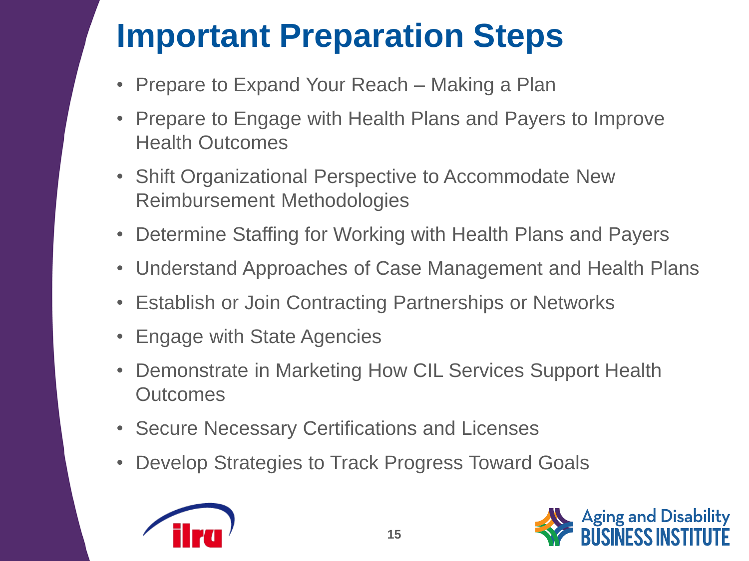# Important Preparation Steps

- Prepare to Expand Your Reach – Making a Plan
- Prepare to Engage with Health Plans and Payers to Improve Health Outcomes
- Shift Organizational Perspective to Accommodate New Reimbursement Methodologies
- Determine Staffing for Working with Health Plans and Payers
- Understand Approaches of Case Management and Health Plans
- Establish or Join Contracting Partnerships or Networks
- Engage with State Agencies
- Demonstrate in Marketing How CIL Services Support Health Outcomes
- Secure Necessary Certifications and Licenses
- Develop Strategies to Track Progress Toward Goals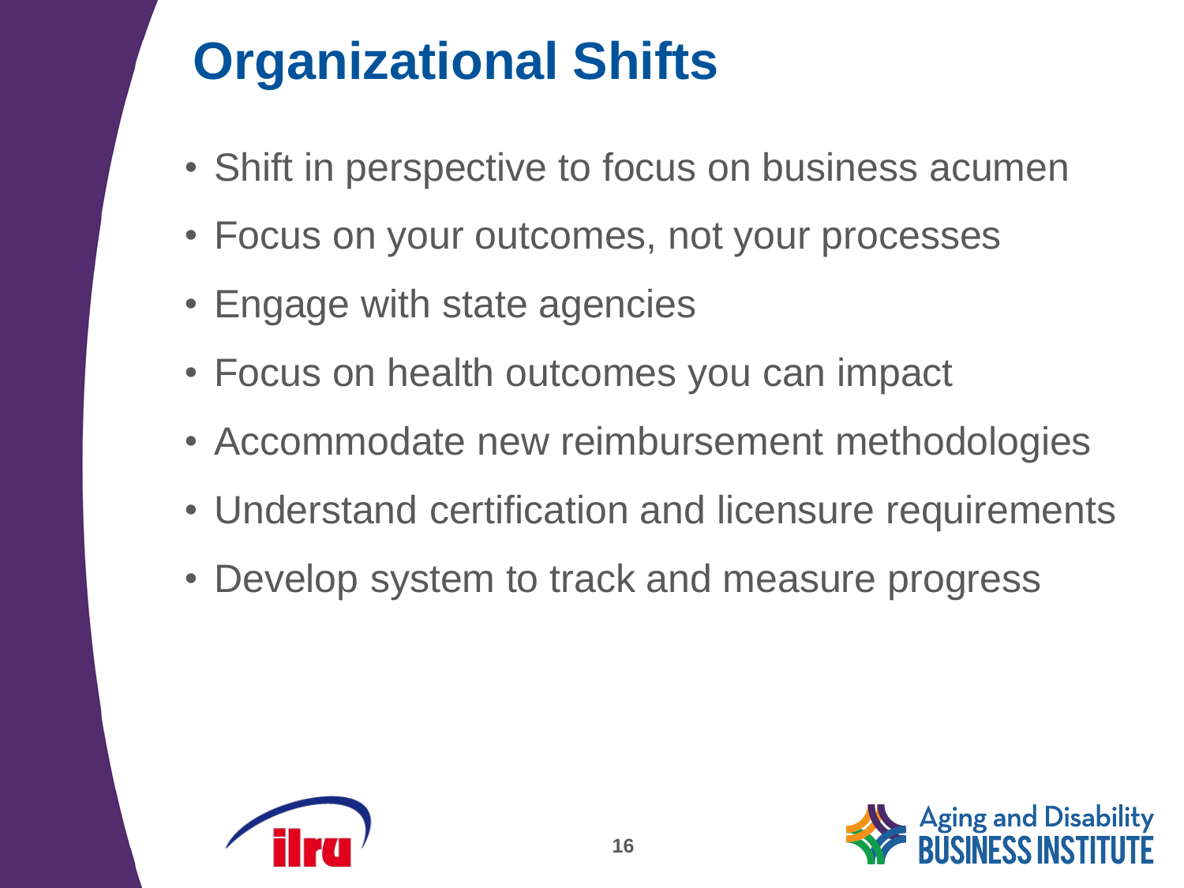# Organizational Shifts

- Shift in perspective to focus on business acumen
- Focus on your outcomes, not your processes
- Engage with state agencies
- Focus on health outcomes you can impact
- Accommodate new reimbursement methodologies
- Understand certification and licensure requirements
- Develop system to track and measure progress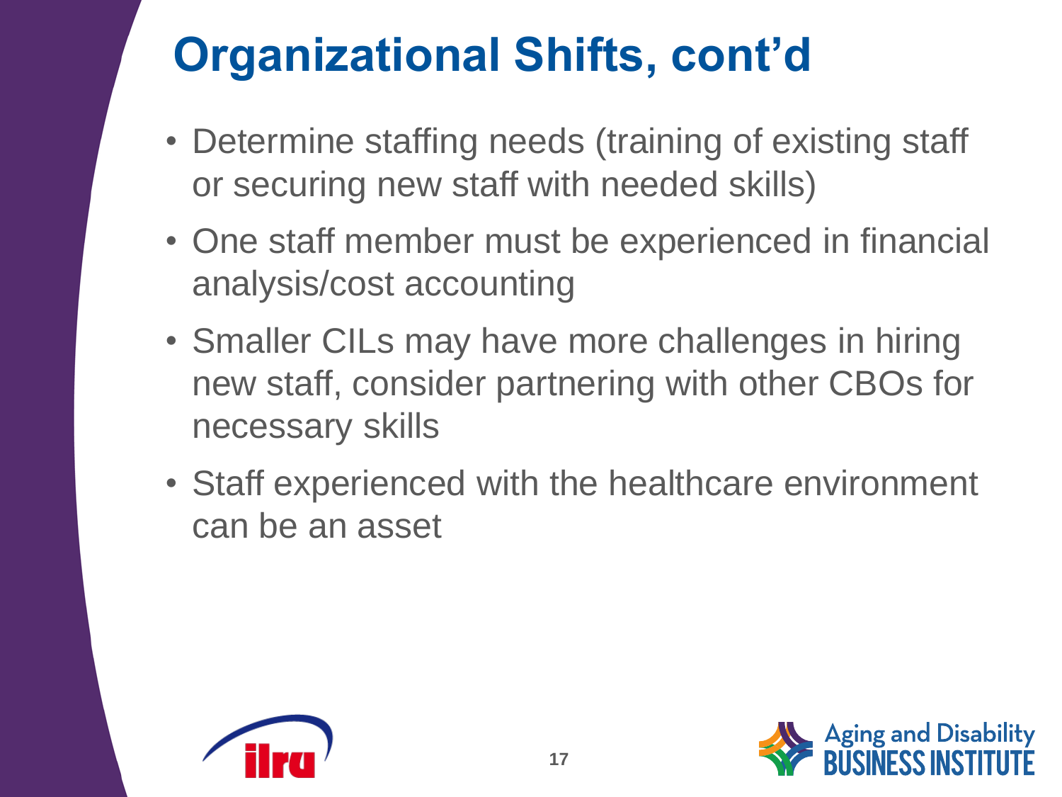# Organizational Shifts, cont'd

- Determine staffing needs (training of existing staff or securing new staff with needed skills)
- One staff member must be experienced in financial analysis/cost accounting
- Smaller CILs may have more challenges in hiring new staff, consider partnering with other CBOs for necessary skills
- Staff experienced with the healthcare environment can be an asset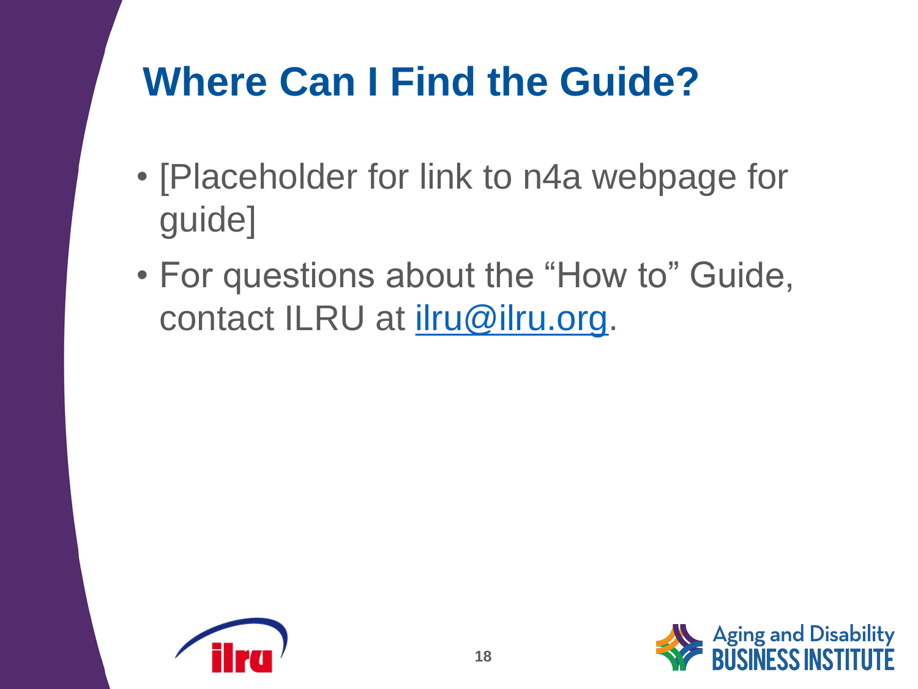# Where Can I Find the Guide?

- [Placeholder for link to n4a webpage for guide]
- For questions about the “How to” Guide, contact ILRU at [ilru@ilru.org](mailto:ilru@ilru.org).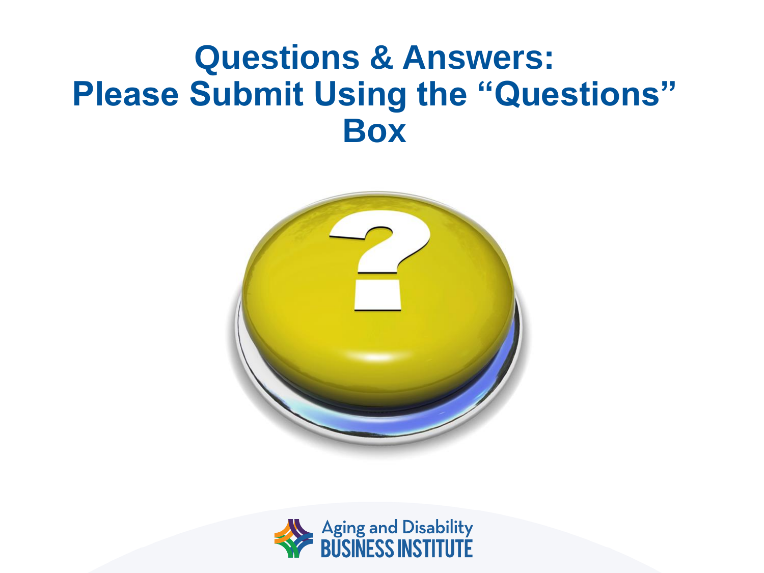# Questions & Answers: Please Submit Using the "Questions" Box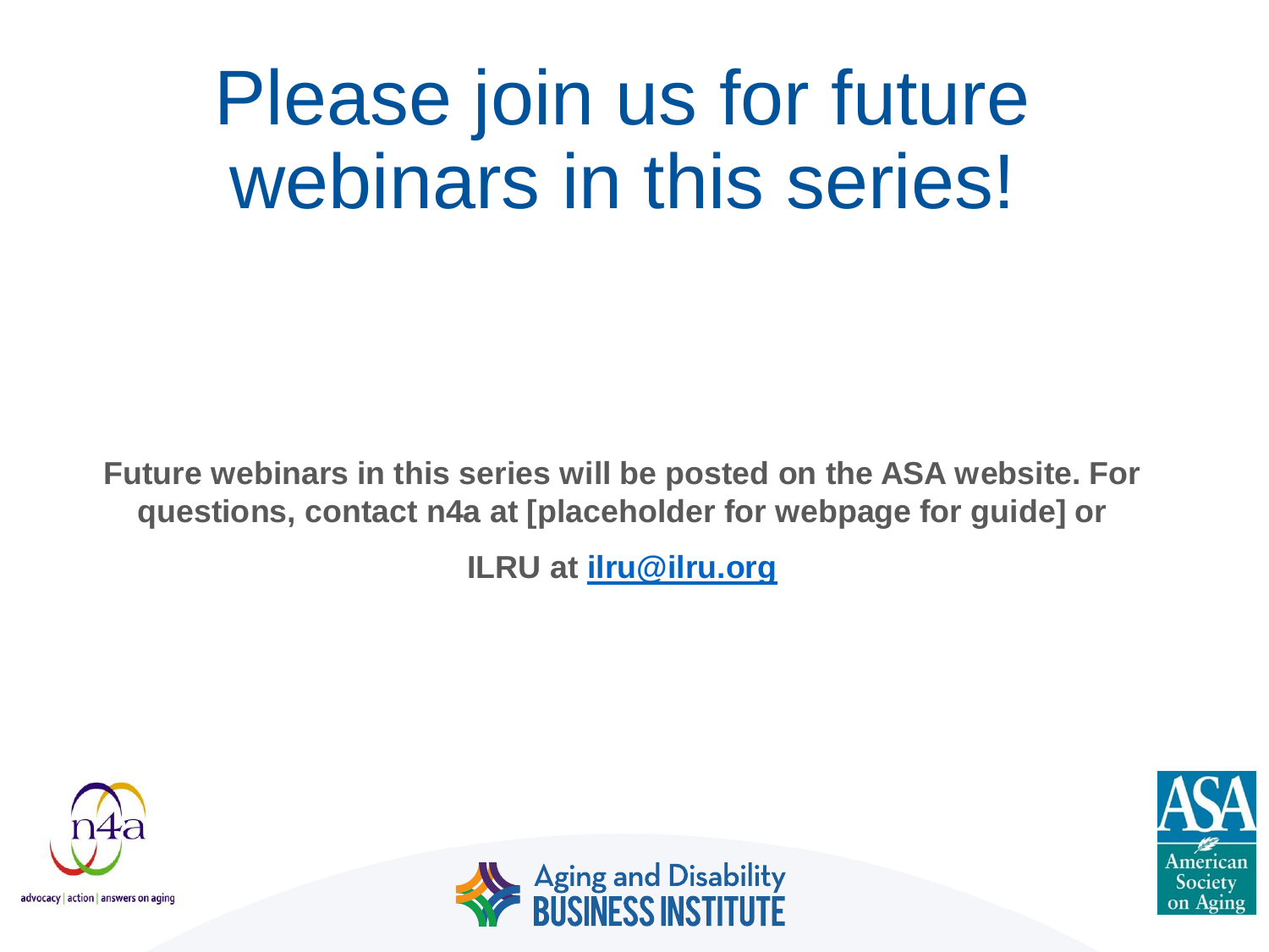# Please join us for future webinars in this series!

**Future webinars in this series will be posted on the ASA website. For questions, contact n4a at [placeholder for webpage for guide] or**

**ILRU at [ilru@ilru.org](mailto:ilru@ilru.org)**

advocacy | action | answers on aging

Aging and Disability BUSINESS INSTITUTE

ASA American Society on Aging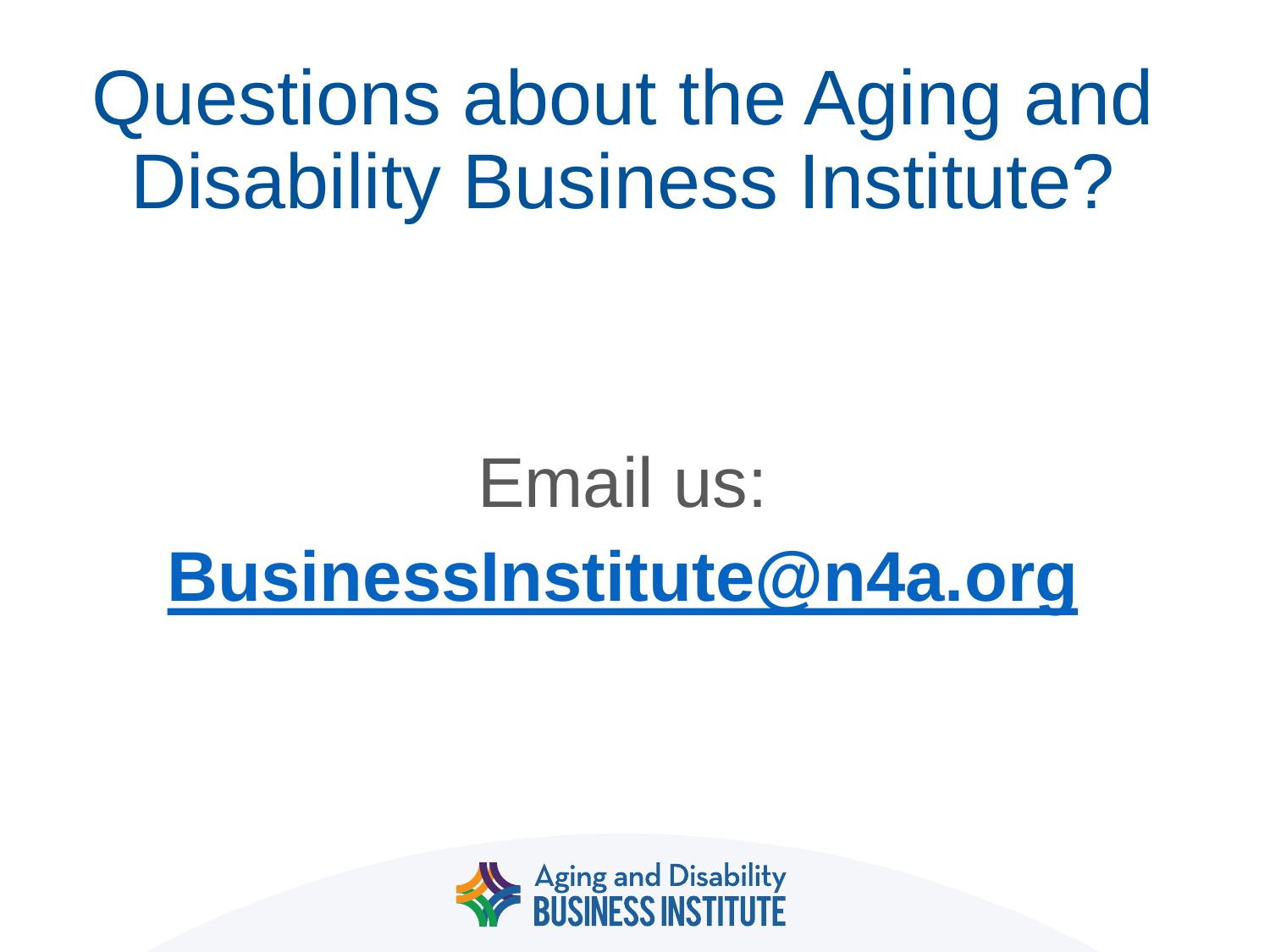# Questions about the Aging and Disability Business Institute?

Email us:

**[BusinessInstitute@n4a.org](mailto:BusinessInstitute@n4a.org)**

Aging and Disability
BUSINESS INSTITUTE